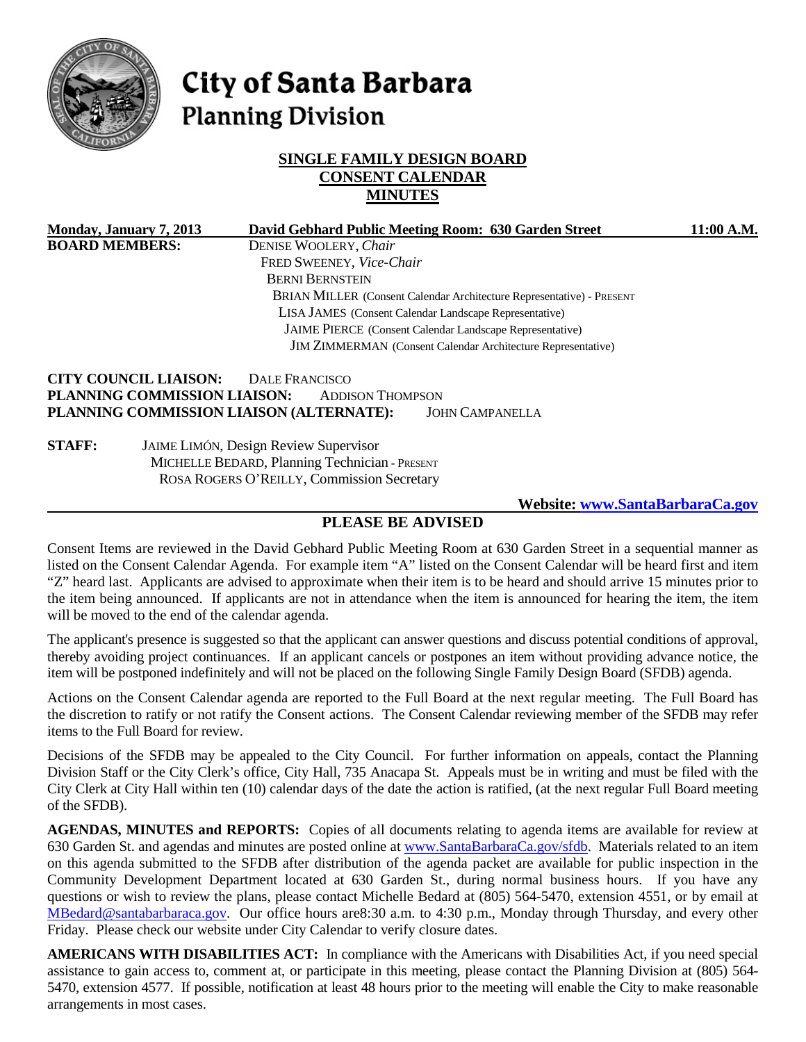# City of Santa Barbara
## Planning Division

### SINGLE FAMILY DESIGN BOARD
### CONSENT CALENDAR
### MINUTES

**Monday, January 7, 2013** **David Gebhard Public Meeting Room: 630 Garden Street** **11:00 A.M.**

**BOARD MEMBERS:**
DENISE WOOLERY, *Chair*
FRED SWEENEY, *Vice-Chair*
BERNI BERNSTEIN
BRIAN MILLER (Consent Calendar Architecture Representative) - PRESENT
LISA JAMES (Consent Calendar Landscape Representative)
JAIME PIERCE (Consent Calendar Landscape Representative)
JIM ZIMMERMAN (Consent Calendar Architecture Representative)

**CITY COUNCIL LIAISON:** DALE FRANCISCO
**PLANNING COMMISSION LIAISON:** ADDISON THOMPSON
**PLANNING COMMISSION LIAISON (ALTERNATE):** JOHN CAMPANELLA

**STAFF:**
JAIME LIMÓN, Design Review Supervisor
MICHELLE BEDARD, Planning Technician - PRESENT
ROSA ROGERS O'REILLY, Commission Secretary

**Website: www.SantaBarbaraCa.gov**

### PLEASE BE ADVISED

Consent Items are reviewed in the David Gebhard Public Meeting Room at 630 Garden Street in a sequential manner as listed on the Consent Calendar Agenda. For example item "A" listed on the Consent Calendar will be heard first and item "Z" heard last. Applicants are advised to approximate when their item is to be heard and should arrive 15 minutes prior to the item being announced. If applicants are not in attendance when the item is announced for hearing the item, the item will be moved to the end of the calendar agenda.

The applicant's presence is suggested so that the applicant can answer questions and discuss potential conditions of approval, thereby avoiding project continuances. If an applicant cancels or postpones an item without providing advance notice, the item will be postponed indefinitely and will not be placed on the following Single Family Design Board (SFDB) agenda.

Actions on the Consent Calendar agenda are reported to the Full Board at the next regular meeting. The Full Board has the discretion to ratify or not ratify the Consent actions. The Consent Calendar reviewing member of the SFDB may refer items to the Full Board for review.

Decisions of the SFDB may be appealed to the City Council. For further information on appeals, contact the Planning Division Staff or the City Clerk's office, City Hall, 735 Anacapa St. Appeals must be in writing and must be filed with the City Clerk at City Hall within ten (10) calendar days of the date the action is ratified, (at the next regular Full Board meeting of the SFDB).

**AGENDAS, MINUTES and REPORTS:** Copies of all documents relating to agenda items are available for review at 630 Garden St. and agendas and minutes are posted online at www.SantaBarbaraCa.gov/sfdb. Materials related to an item on this agenda submitted to the SFDB after distribution of the agenda packet are available for public inspection in the Community Development Department located at 630 Garden St., during normal business hours. If you have any questions or wish to review the plans, please contact Michelle Bedard at (805) 564-5470, extension 4551, or by email at MBedard@santabarbaraca.gov. Our office hours are8:30 a.m. to 4:30 p.m., Monday through Thursday, and every other Friday. Please check our website under City Calendar to verify closure dates.

**AMERICANS WITH DISABILITIES ACT:** In compliance with the Americans with Disabilities Act, if you need special assistance to gain access to, comment at, or participate in this meeting, please contact the Planning Division at (805) 564-5470, extension 4577. If possible, notification at least 48 hours prior to the meeting will enable the City to make reasonable arrangements in most cases.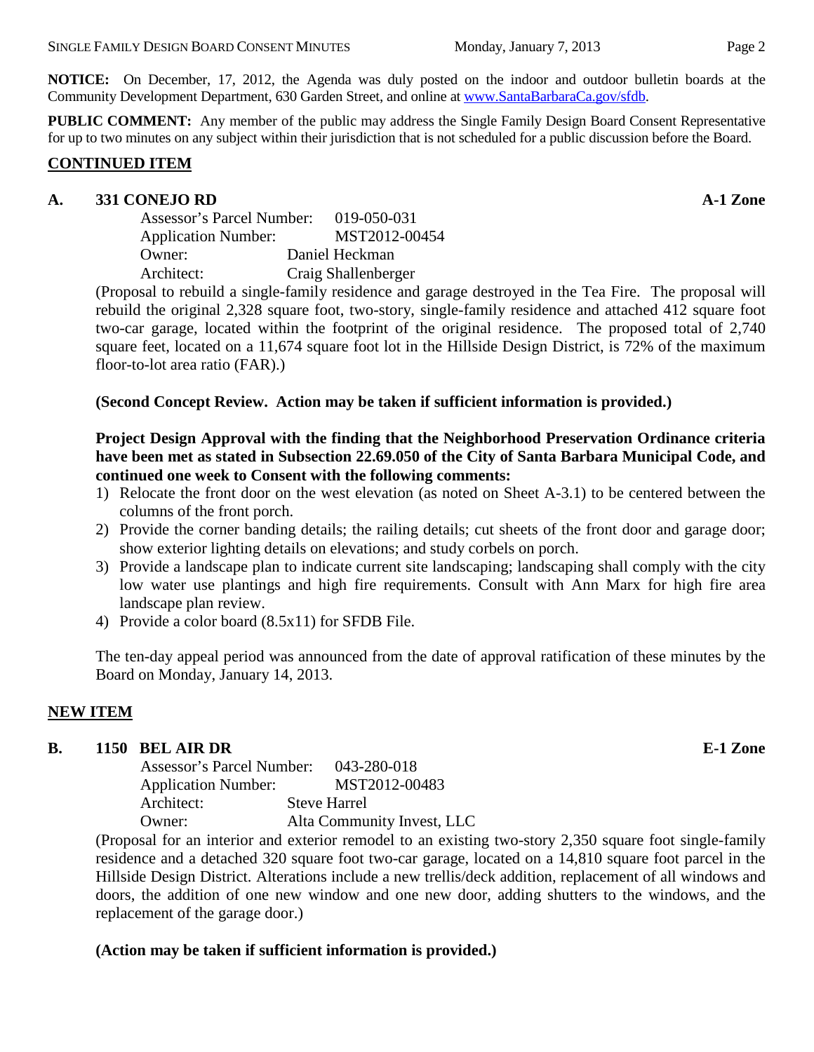**NOTICE:** On December, 17, 2012, the Agenda was duly posted on the indoor and outdoor bulletin boards at the Community Development Department, 630 Garden Street, and online at www.SantaBarbaraCa.gov/sfdb.

**PUBLIC COMMENT:** Any member of the public may address the Single Family Design Board Consent Representative for up to two minutes on any subject within their jurisdiction that is not scheduled for a public discussion before the Board.

## CONTINUED ITEM

### A. 331 CONEJO RD — A-1 Zone

Assessor's Parcel Number: 019-050-031
Application Number: MST2012-00454
Owner: Daniel Heckman
Architect: Craig Shallenberger

(Proposal to rebuild a single-family residence and garage destroyed in the Tea Fire. The proposal will rebuild the original 2,328 square foot, two-story, single-family residence and attached 412 square foot two-car garage, located within the footprint of the original residence. The proposed total of 2,740 square feet, located on a 11,674 square foot lot in the Hillside Design District, is 72% of the maximum floor-to-lot area ratio (FAR).)

**(Second Concept Review. Action may be taken if sufficient information is provided.)**

**Project Design Approval with the finding that the Neighborhood Preservation Ordinance criteria have been met as stated in Subsection 22.69.050 of the City of Santa Barbara Municipal Code, and continued one week to Consent with the following comments:**

1) Relocate the front door on the west elevation (as noted on Sheet A-3.1) to be centered between the columns of the front porch.
2) Provide the corner banding details; the railing details; cut sheets of the front door and garage door; show exterior lighting details on elevations; and study corbels on porch.
3) Provide a landscape plan to indicate current site landscaping; landscaping shall comply with the city low water use plantings and high fire requirements. Consult with Ann Marx for high fire area landscape plan review.
4) Provide a color board (8.5x11) for SFDB File.

The ten-day appeal period was announced from the date of approval ratification of these minutes by the Board on Monday, January 14, 2013.

## NEW ITEM

### B. 1150 BEL AIR DR — E-1 Zone

Assessor's Parcel Number: 043-280-018
Application Number: MST2012-00483
Architect: Steve Harrel
Owner: Alta Community Invest, LLC

(Proposal for an interior and exterior remodel to an existing two-story 2,350 square foot single-family residence and a detached 320 square foot two-car garage, located on a 14,810 square foot parcel in the Hillside Design District. Alterations include a new trellis/deck addition, replacement of all windows and doors, the addition of one new window and one new door, adding shutters to the windows, and the replacement of the garage door.)

**(Action may be taken if sufficient information is provided.)**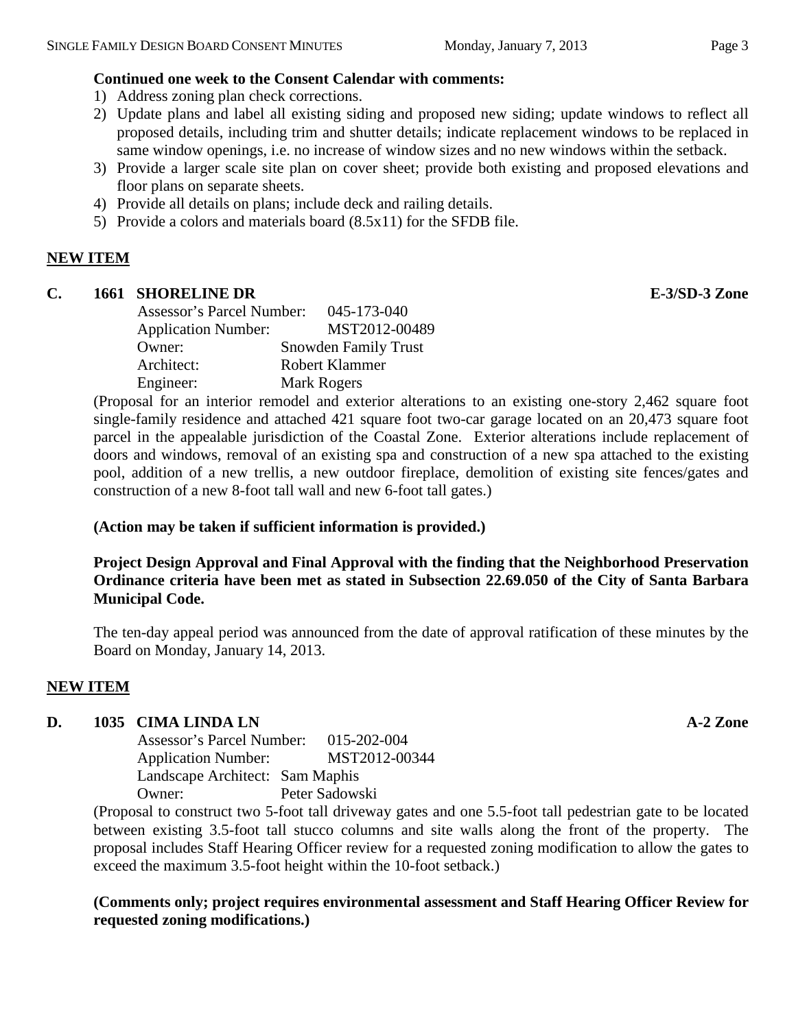**Continued one week to the Consent Calendar with comments:**

1) Address zoning plan check corrections.
2) Update plans and label all existing siding and proposed new siding; update windows to reflect all proposed details, including trim and shutter details; indicate replacement windows to be replaced in same window openings, i.e. no increase of window sizes and no new windows within the setback.
3) Provide a larger scale site plan on cover sheet; provide both existing and proposed elevations and floor plans on separate sheets.
4) Provide all details on plans; include deck and railing details.
5) Provide a colors and materials board (8.5x11) for the SFDB file.

## NEW ITEM

### C. 1661 SHORELINE DR — E-3/SD-3 Zone

Assessor's Parcel Number: 045-173-040
Application Number: MST2012-00489
Owner: Snowden Family Trust
Architect: Robert Klammer
Engineer: Mark Rogers

(Proposal for an interior remodel and exterior alterations to an existing one-story 2,462 square foot single-family residence and attached 421 square foot two-car garage located on an 20,473 square foot parcel in the appealable jurisdiction of the Coastal Zone. Exterior alterations include replacement of doors and windows, removal of an existing spa and construction of a new spa attached to the existing pool, addition of a new trellis, a new outdoor fireplace, demolition of existing site fences/gates and construction of a new 8-foot tall wall and new 6-foot tall gates.)

**(Action may be taken if sufficient information is provided.)**

**Project Design Approval and Final Approval with the finding that the Neighborhood Preservation Ordinance criteria have been met as stated in Subsection 22.69.050 of the City of Santa Barbara Municipal Code.**

The ten-day appeal period was announced from the date of approval ratification of these minutes by the Board on Monday, January 14, 2013.

## NEW ITEM

### D. 1035 CIMA LINDA LN — A-2 Zone

Assessor's Parcel Number: 015-202-004
Application Number: MST2012-00344
Landscape Architect: Sam Maphis
Owner: Peter Sadowski

(Proposal to construct two 5-foot tall driveway gates and one 5.5-foot tall pedestrian gate to be located between existing 3.5-foot tall stucco columns and site walls along the front of the property. The proposal includes Staff Hearing Officer review for a requested zoning modification to allow the gates to exceed the maximum 3.5-foot height within the 10-foot setback.)

**(Comments only; project requires environmental assessment and Staff Hearing Officer Review for requested zoning modifications.)**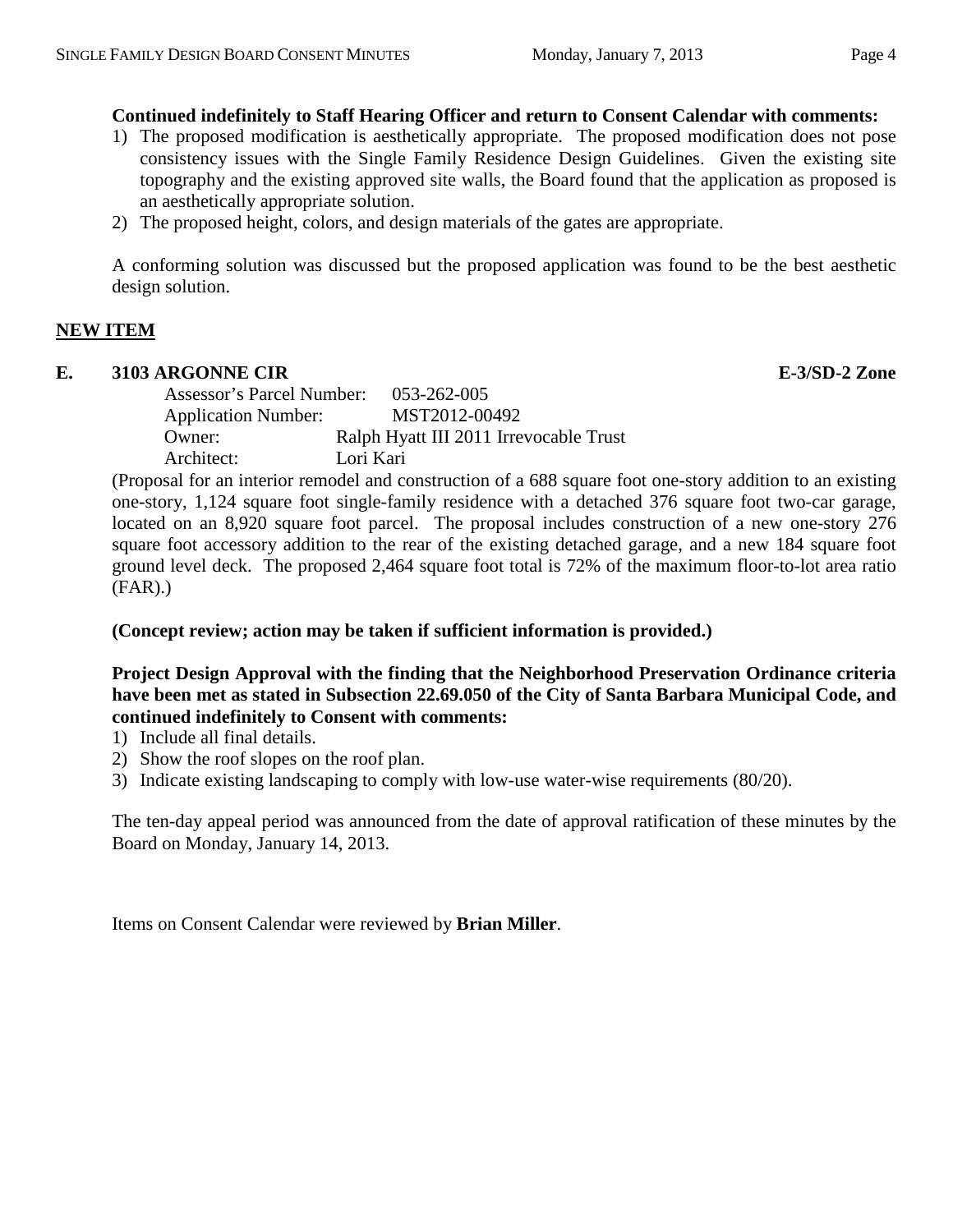**Continued indefinitely to Staff Hearing Officer and return to Consent Calendar with comments:**

1) The proposed modification is aesthetically appropriate. The proposed modification does not pose consistency issues with the Single Family Residence Design Guidelines. Given the existing site topography and the existing approved site walls, the Board found that the application as proposed is an aesthetically appropriate solution.
2) The proposed height, colors, and design materials of the gates are appropriate.

A conforming solution was discussed but the proposed application was found to be the best aesthetic design solution.

**NEW ITEM**

**E. 3103 ARGONNE CIR** **E-3/SD-2 Zone**

Assessor's Parcel Number: 053-262-005
Application Number: MST2012-00492
Owner: Ralph Hyatt III 2011 Irrevocable Trust
Architect: Lori Kari

(Proposal for an interior remodel and construction of a 688 square foot one-story addition to an existing one-story, 1,124 square foot single-family residence with a detached 376 square foot two-car garage, located on an 8,920 square foot parcel. The proposal includes construction of a new one-story 276 square foot accessory addition to the rear of the existing detached garage, and a new 184 square foot ground level deck. The proposed 2,464 square foot total is 72% of the maximum floor-to-lot area ratio (FAR).)

**(Concept review; action may be taken if sufficient information is provided.)**

**Project Design Approval with the finding that the Neighborhood Preservation Ordinance criteria have been met as stated in Subsection 22.69.050 of the City of Santa Barbara Municipal Code, and continued indefinitely to Consent with comments:**

1) Include all final details.
2) Show the roof slopes on the roof plan.
3) Indicate existing landscaping to comply with low-use water-wise requirements (80/20).

The ten-day appeal period was announced from the date of approval ratification of these minutes by the Board on Monday, January 14, 2013.

Items on Consent Calendar were reviewed by **Brian Miller**.